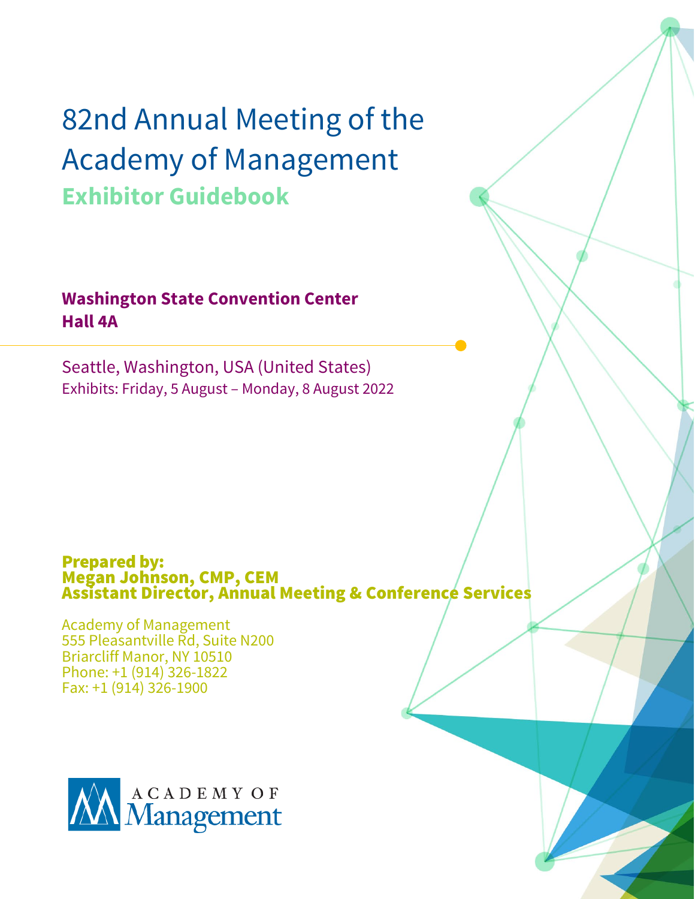# 82nd Annual Meeting of the Academy of Management

## Exhibitor Guidebook

**Washington State Convention Center**
**Hall 4A**

Seattle, Washington, USA (United States)
Exhibits: Friday, 5 August – Monday, 8 August 2022

**Prepared by:**
**Megan Johnson, CMP, CEM**
**Assistant Director, Annual Meeting & Conference Services**

Academy of Management
555 Pleasantville Rd, Suite N200
Briarcliff Manor, NY 10510
Phone: +1 (914) 326-1822
Fax: +1 (914) 326-1900

ACADEMY OF Management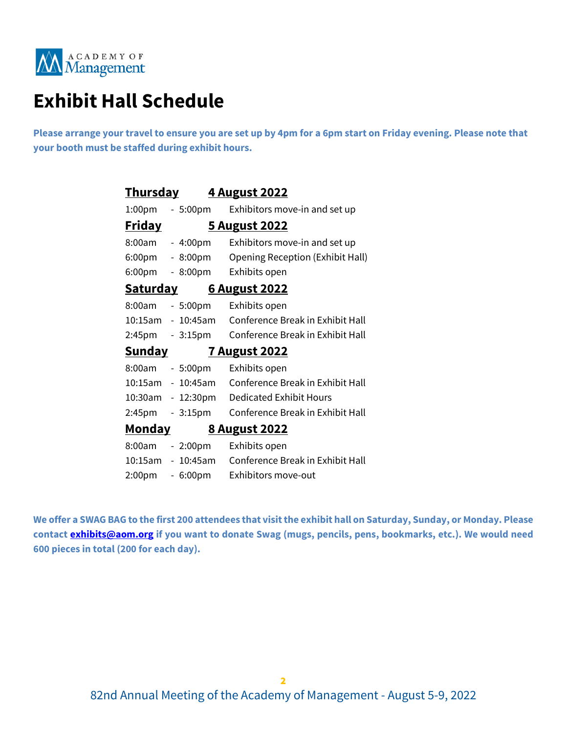# Exhibit Hall Schedule

**Please arrange your travel to ensure you are set up by 4pm for a 6pm start on Friday evening. Please note that your booth must be staffed during exhibit hours.**

**Thursday — 4 August 2022**

| Time | Event |
|---|---|
| 1:00pm - 5:00pm | Exhibitors move-in and set up |

**Friday — 5 August 2022**

| Time | Event |
|---|---|
| 8:00am - 4:00pm | Exhibitors move-in and set up |
| 6:00pm - 8:00pm | Opening Reception (Exhibit Hall) |
| 6:00pm - 8:00pm | Exhibits open |

**Saturday — 6 August 2022**

| Time | Event |
|---|---|
| 8:00am - 5:00pm | Exhibits open |
| 10:15am - 10:45am | Conference Break in Exhibit Hall |
| 2:45pm - 3:15pm | Conference Break in Exhibit Hall |

**Sunday — 7 August 2022**

| Time | Event |
|---|---|
| 8:00am - 5:00pm | Exhibits open |
| 10:15am - 10:45am | Conference Break in Exhibit Hall |
| 10:30am - 12:30pm | Dedicated Exhibit Hours |
| 2:45pm - 3:15pm | Conference Break in Exhibit Hall |

**Monday — 8 August 2022**

| Time | Event |
|---|---|
| 8:00am - 2:00pm | Exhibits open |
| 10:15am - 10:45am | Conference Break in Exhibit Hall |
| 2:00pm - 6:00pm | Exhibitors move-out |

**We offer a SWAG BAG to the first 200 attendees that visit the exhibit hall on Saturday, Sunday, or Monday. Please contact exhibits@aom.org if you want to donate Swag (mugs, pencils, pens, bookmarks, etc.). We would need 600 pieces in total (200 for each day).**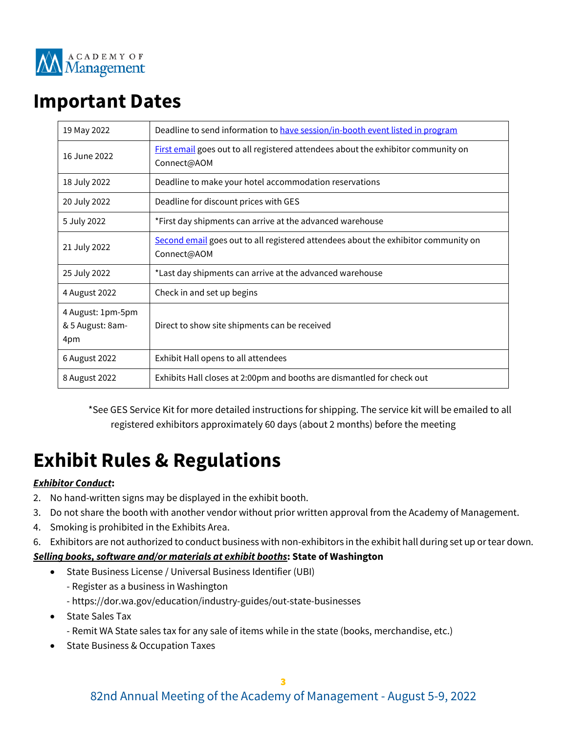# Important Dates

| Date | Event |
|---|---|
| 19 May 2022 | Deadline to send information to [have session/in-booth event listed in program]() |
| 16 June 2022 | [First email]() goes out to all registered attendees about the exhibitor community on Connect@AOM |
| 18 July 2022 | Deadline to make your hotel accommodation reservations |
| 20 July 2022 | Deadline for discount prices with GES |
| 5 July 2022 | *First day shipments can arrive at the advanced warehouse |
| 21 July 2022 | [Second email]() goes out to all registered attendees about the exhibitor community on Connect@AOM |
| 25 July 2022 | *Last day shipments can arrive at the advanced warehouse |
| 4 August 2022 | Check in and set up begins |
| 4 August: 1pm-5pm & 5 August: 8am-4pm | Direct to show site shipments can be received |
| 6 August 2022 | Exhibit Hall opens to all attendees |
| 8 August 2022 | Exhibits Hall closes at 2:00pm and booths are dismantled for check out |

*See GES Service Kit for more detailed instructions for shipping. The service kit will be emailed to all registered exhibitors approximately 60 days (about 2 months) before the meeting

# Exhibit Rules & Regulations

***Exhibitor Conduct*:**

2. No hand-written signs may be displayed in the exhibit booth.
3. Do not share the booth with another vendor without prior written approval from the Academy of Management.
4. Smoking is prohibited in the Exhibits Area.
6. Exhibitors are not authorized to conduct business with non-exhibitors in the exhibit hall during set up or tear down.

***Selling books, software and/or materials at exhibit booths*: State of Washington**

- State Business License / Universal Business Identifier (UBI)
  - Register as a business in Washington
  - https://dor.wa.gov/education/industry-guides/out-state-businesses
- State Sales Tax
  - Remit WA State sales tax for any sale of items while in the state (books, merchandise, etc.)
- State Business & Occupation Taxes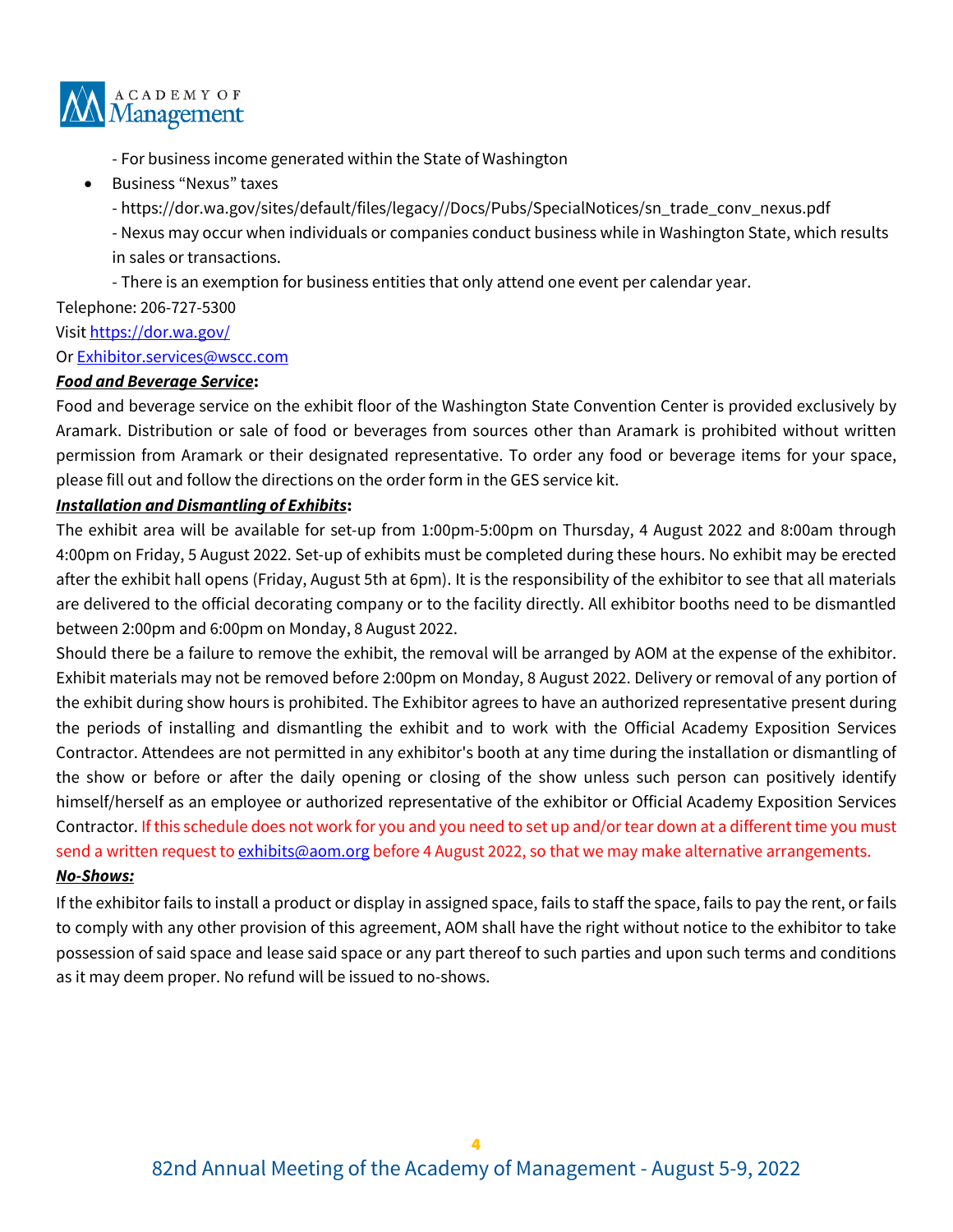- For business income generated within the State of Washington

- Business "Nexus" taxes

  - https://dor.wa.gov/sites/default/files/legacy//Docs/Pubs/SpecialNotices/sn_trade_conv_nexus.pdf

  - Nexus may occur when individuals or companies conduct business while in Washington State, which results in sales or transactions.

  - There is an exemption for business entities that only attend one event per calendar year.

Telephone: 206-727-5300

Visit [https://dor.wa.gov/](https://dor.wa.gov/)

Or [Exhibitor.services@wscc.com](mailto:Exhibitor.services@wscc.com)

***Food and Beverage Service*:**

Food and beverage service on the exhibit floor of the Washington State Convention Center is provided exclusively by Aramark. Distribution or sale of food or beverages from sources other than Aramark is prohibited without written permission from Aramark or their designated representative. To order any food or beverage items for your space, please fill out and follow the directions on the order form in the GES service kit.

***Installation and Dismantling of Exhibits*:**

The exhibit area will be available for set-up from 1:00pm-5:00pm on Thursday, 4 August 2022 and 8:00am through 4:00pm on Friday, 5 August 2022. Set-up of exhibits must be completed during these hours. No exhibit may be erected after the exhibit hall opens (Friday, August 5th at 6pm). It is the responsibility of the exhibitor to see that all materials are delivered to the official decorating company or to the facility directly. All exhibitor booths need to be dismantled between 2:00pm and 6:00pm on Monday, 8 August 2022.

Should there be a failure to remove the exhibit, the removal will be arranged by AOM at the expense of the exhibitor. Exhibit materials may not be removed before 2:00pm on Monday, 8 August 2022. Delivery or removal of any portion of the exhibit during show hours is prohibited. The Exhibitor agrees to have an authorized representative present during the periods of installing and dismantling the exhibit and to work with the Official Academy Exposition Services Contractor. Attendees are not permitted in any exhibitor's booth at any time during the installation or dismantling of the show or before or after the daily opening or closing of the show unless such person can positively identify himself/herself as an employee or authorized representative of the exhibitor or Official Academy Exposition Services Contractor. If this schedule does not work for you and you need to set up and/or tear down at a different time you must send a written request to [exhibits@aom.org](mailto:exhibits@aom.org) before 4 August 2022, so that we may make alternative arrangements.

***No-Shows:***

If the exhibitor fails to install a product or display in assigned space, fails to staff the space, fails to pay the rent, or fails to comply with any other provision of this agreement, AOM shall have the right without notice to the exhibitor to take possession of said space and lease said space or any part thereof to such parties and upon such terms and conditions as it may deem proper. No refund will be issued to no-shows.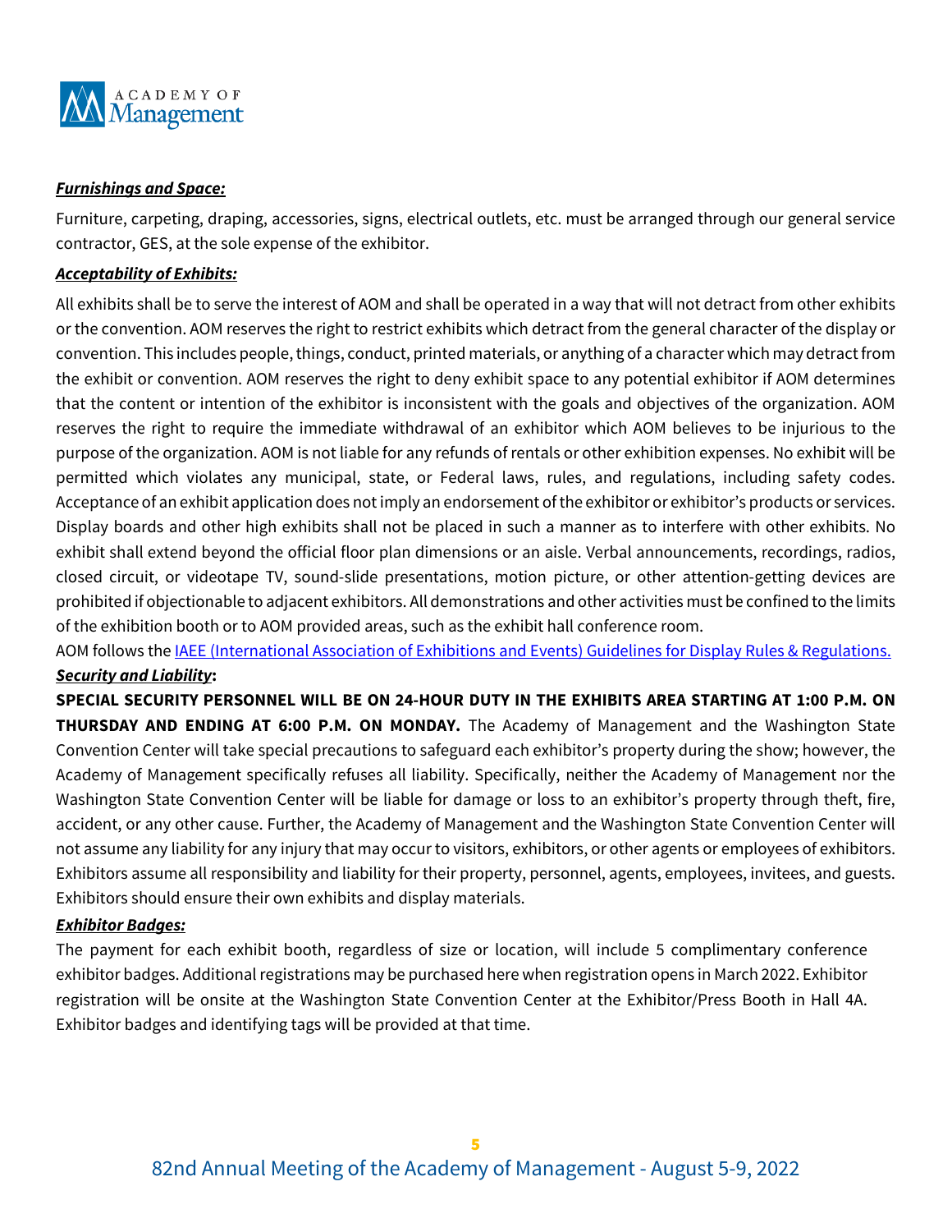***Furnishings and Space:***

Furniture, carpeting, draping, accessories, signs, electrical outlets, etc. must be arranged through our general service contractor, GES, at the sole expense of the exhibitor.

***Acceptability of Exhibits:***

All exhibits shall be to serve the interest of AOM and shall be operated in a way that will not detract from other exhibits or the convention. AOM reserves the right to restrict exhibits which detract from the general character of the display or convention. This includes people, things, conduct, printed materials, or anything of a character which may detract from the exhibit or convention. AOM reserves the right to deny exhibit space to any potential exhibitor if AOM determines that the content or intention of the exhibitor is inconsistent with the goals and objectives of the organization. AOM reserves the right to require the immediate withdrawal of an exhibitor which AOM believes to be injurious to the purpose of the organization. AOM is not liable for any refunds of rentals or other exhibition expenses. No exhibit will be permitted which violates any municipal, state, or Federal laws, rules, and regulations, including safety codes. Acceptance of an exhibit application does not imply an endorsement of the exhibitor or exhibitor's products or services. Display boards and other high exhibits shall not be placed in such a manner as to interfere with other exhibits. No exhibit shall extend beyond the official floor plan dimensions or an aisle. Verbal announcements, recordings, radios, closed circuit, or videotape TV, sound-slide presentations, motion picture, or other attention-getting devices are prohibited if objectionable to adjacent exhibitors. All demonstrations and other activities must be confined to the limits of the exhibition booth or to AOM provided areas, such as the exhibit hall conference room.

AOM follows the IAEE (International Association of Exhibitions and Events) Guidelines for Display Rules & Regulations.

***Security and Liability*:**

**SPECIAL SECURITY PERSONNEL WILL BE ON 24-HOUR DUTY IN THE EXHIBITS AREA STARTING AT 1:00 P.M. ON THURSDAY AND ENDING AT 6:00 P.M. ON MONDAY.** The Academy of Management and the Washington State Convention Center will take special precautions to safeguard each exhibitor's property during the show; however, the Academy of Management specifically refuses all liability. Specifically, neither the Academy of Management nor the Washington State Convention Center will be liable for damage or loss to an exhibitor's property through theft, fire, accident, or any other cause. Further, the Academy of Management and the Washington State Convention Center will not assume any liability for any injury that may occur to visitors, exhibitors, or other agents or employees of exhibitors. Exhibitors assume all responsibility and liability for their property, personnel, agents, employees, invitees, and guests. Exhibitors should ensure their own exhibits and display materials.

***Exhibitor Badges:***

The payment for each exhibit booth, regardless of size or location, will include 5 complimentary conference exhibitor badges. Additional registrations may be purchased here when registration opens in March 2022. Exhibitor registration will be onsite at the Washington State Convention Center at the Exhibitor/Press Booth in Hall 4A. Exhibitor badges and identifying tags will be provided at that time.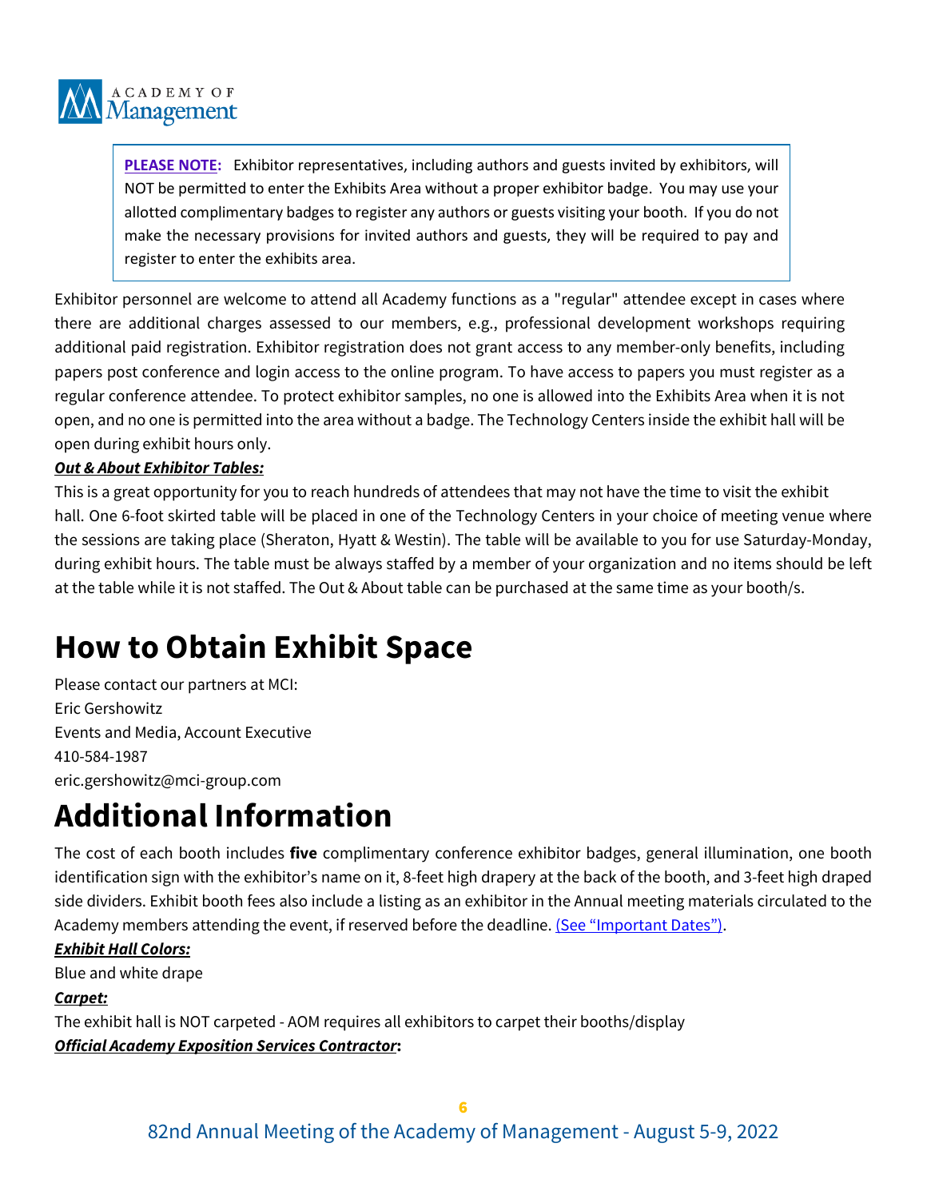**PLEASE NOTE:** Exhibitor representatives, including authors and guests invited by exhibitors, will NOT be permitted to enter the Exhibits Area without a proper exhibitor badge. You may use your allotted complimentary badges to register any authors or guests visiting your booth. If you do not make the necessary provisions for invited authors and guests, they will be required to pay and register to enter the exhibits area.

Exhibitor personnel are welcome to attend all Academy functions as a "regular" attendee except in cases where there are additional charges assessed to our members, e.g., professional development workshops requiring additional paid registration. Exhibitor registration does not grant access to any member-only benefits, including papers post conference and login access to the online program. To have access to papers you must register as a regular conference attendee. To protect exhibitor samples, no one is allowed into the Exhibits Area when it is not open, and no one is permitted into the area without a badge. The Technology Centers inside the exhibit hall will be open during exhibit hours only.

***Out & About Exhibitor Tables:***

This is a great opportunity for you to reach hundreds of attendees that may not have the time to visit the exhibit hall. One 6-foot skirted table will be placed in one of the Technology Centers in your choice of meeting venue where the sessions are taking place (Sheraton, Hyatt & Westin). The table will be available to you for use Saturday-Monday, during exhibit hours. The table must be always staffed by a member of your organization and no items should be left at the table while it is not staffed. The Out & About table can be purchased at the same time as your booth/s.

# How to Obtain Exhibit Space

Please contact our partners at MCI:
Eric Gershowitz
Events and Media, Account Executive
410-584-1987
eric.gershowitz@mci-group.com

# Additional Information

The cost of each booth includes **five** complimentary conference exhibitor badges, general illumination, one booth identification sign with the exhibitor's name on it, 8-feet high drapery at the back of the booth, and 3-feet high draped side dividers. Exhibit booth fees also include a listing as an exhibitor in the Annual meeting materials circulated to the Academy members attending the event, if reserved before the deadline. (See "Important Dates").

***Exhibit Hall Colors:***

Blue and white drape

***Carpet:***

The exhibit hall is NOT carpeted - AOM requires all exhibitors to carpet their booths/display

***Official Academy Exposition Services Contractor*:**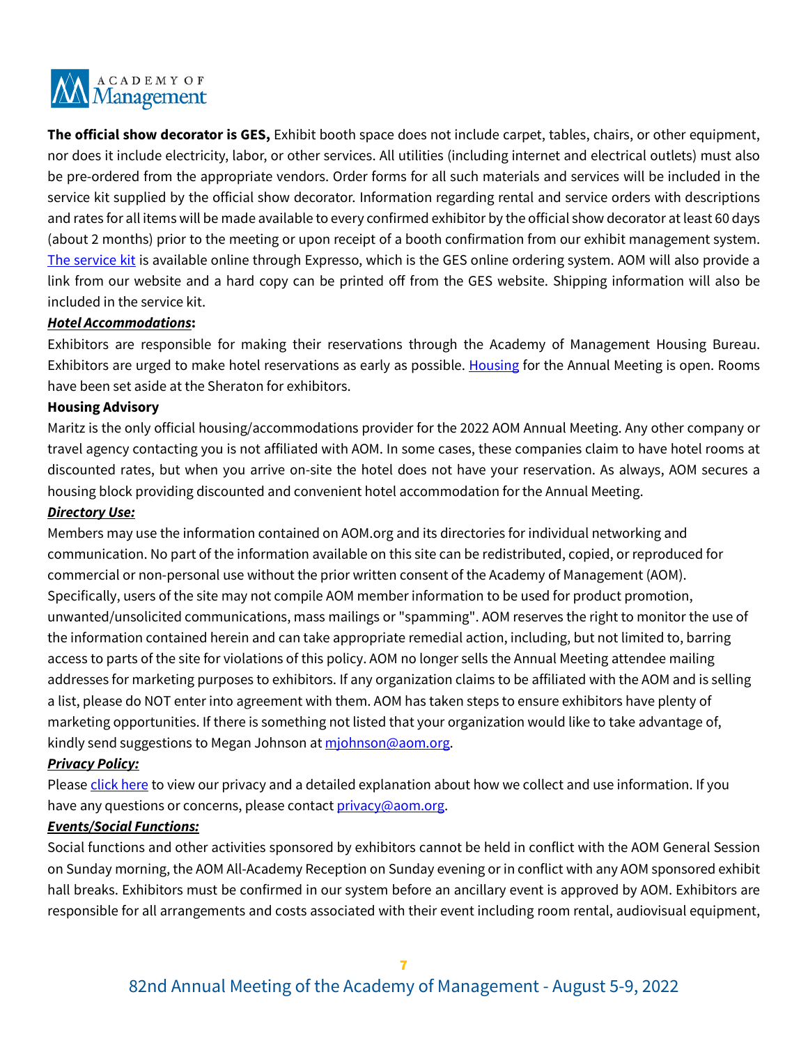**The official show decorator is GES,** Exhibit booth space does not include carpet, tables, chairs, or other equipment, nor does it include electricity, labor, or other services. All utilities (including internet and electrical outlets) must also be pre-ordered from the appropriate vendors. Order forms for all such materials and services will be included in the service kit supplied by the official show decorator. Information regarding rental and service orders with descriptions and rates for all items will be made available to every confirmed exhibitor by the official show decorator at least 60 days (about 2 months) prior to the meeting or upon receipt of a booth confirmation from our exhibit management system. The service kit is available online through Expresso, which is the GES online ordering system. AOM will also provide a link from our website and a hard copy can be printed off from the GES website. Shipping information will also be included in the service kit.

***Hotel Accommodations*:**

Exhibitors are responsible for making their reservations through the Academy of Management Housing Bureau. Exhibitors are urged to make hotel reservations as early as possible. Housing for the Annual Meeting is open. Rooms have been set aside at the Sheraton for exhibitors.

**Housing Advisory**

Maritz is the only official housing/accommodations provider for the 2022 AOM Annual Meeting. Any other company or travel agency contacting you is not affiliated with AOM. In some cases, these companies claim to have hotel rooms at discounted rates, but when you arrive on-site the hotel does not have your reservation. As always, AOM secures a housing block providing discounted and convenient hotel accommodation for the Annual Meeting.

***Directory Use:***

Members may use the information contained on AOM.org and its directories for individual networking and communication. No part of the information available on this site can be redistributed, copied, or reproduced for commercial or non-personal use without the prior written consent of the Academy of Management (AOM). Specifically, users of the site may not compile AOM member information to be used for product promotion, unwanted/unsolicited communications, mass mailings or "spamming". AOM reserves the right to monitor the use of the information contained herein and can take appropriate remedial action, including, but not limited to, barring access to parts of the site for violations of this policy. AOM no longer sells the Annual Meeting attendee mailing addresses for marketing purposes to exhibitors. If any organization claims to be affiliated with the AOM and is selling a list, please do NOT enter into agreement with them. AOM has taken steps to ensure exhibitors have plenty of marketing opportunities. If there is something not listed that your organization would like to take advantage of, kindly send suggestions to Megan Johnson at mjohnson@aom.org.

***Privacy Policy:***

Please click here to view our privacy and a detailed explanation about how we collect and use information. If you have any questions or concerns, please contact privacy@aom.org.

***Events/Social Functions:***

Social functions and other activities sponsored by exhibitors cannot be held in conflict with the AOM General Session on Sunday morning, the AOM All-Academy Reception on Sunday evening or in conflict with any AOM sponsored exhibit hall breaks. Exhibitors must be confirmed in our system before an ancillary event is approved by AOM. Exhibitors are responsible for all arrangements and costs associated with their event including room rental, audiovisual equipment,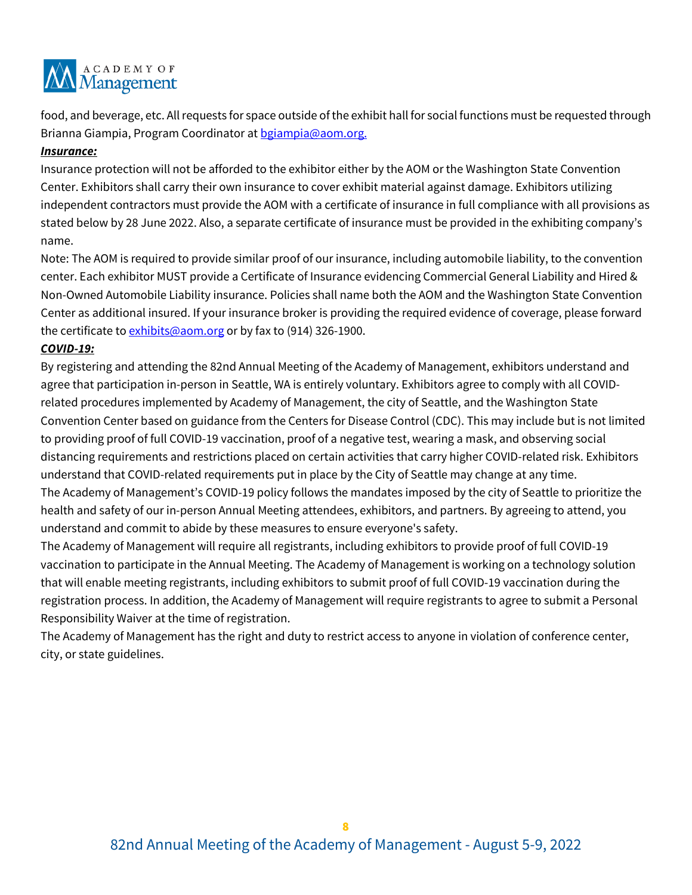food, and beverage, etc. All requests for space outside of the exhibit hall for social functions must be requested through Brianna Giampia, Program Coordinator at [bgiampia@aom.org.](mailto:bgiampia@aom.org)

***Insurance:***

Insurance protection will not be afforded to the exhibitor either by the AOM or the Washington State Convention Center. Exhibitors shall carry their own insurance to cover exhibit material against damage. Exhibitors utilizing independent contractors must provide the AOM with a certificate of insurance in full compliance with all provisions as stated below by 28 June 2022. Also, a separate certificate of insurance must be provided in the exhibiting company's name.

Note: The AOM is required to provide similar proof of our insurance, including automobile liability, to the convention center. Each exhibitor MUST provide a Certificate of Insurance evidencing Commercial General Liability and Hired & Non-Owned Automobile Liability insurance. Policies shall name both the AOM and the Washington State Convention Center as additional insured. If your insurance broker is providing the required evidence of coverage, please forward the certificate to [exhibits@aom.org](mailto:exhibits@aom.org) or by fax to (914) 326-1900.

***COVID-19:***

By registering and attending the 82nd Annual Meeting of the Academy of Management, exhibitors understand and agree that participation in-person in Seattle, WA is entirely voluntary. Exhibitors agree to comply with all COVID-related procedures implemented by Academy of Management, the city of Seattle, and the Washington State Convention Center based on guidance from the Centers for Disease Control (CDC). This may include but is not limited to providing proof of full COVID-19 vaccination, proof of a negative test, wearing a mask, and observing social distancing requirements and restrictions placed on certain activities that carry higher COVID-related risk. Exhibitors understand that COVID-related requirements put in place by the City of Seattle may change at any time.

The Academy of Management's COVID-19 policy follows the mandates imposed by the city of Seattle to prioritize the health and safety of our in-person Annual Meeting attendees, exhibitors, and partners. By agreeing to attend, you understand and commit to abide by these measures to ensure everyone's safety.

The Academy of Management will require all registrants, including exhibitors to provide proof of full COVID-19 vaccination to participate in the Annual Meeting. The Academy of Management is working on a technology solution that will enable meeting registrants, including exhibitors to submit proof of full COVID-19 vaccination during the registration process. In addition, the Academy of Management will require registrants to agree to submit a Personal Responsibility Waiver at the time of registration.

The Academy of Management has the right and duty to restrict access to anyone in violation of conference center, city, or state guidelines.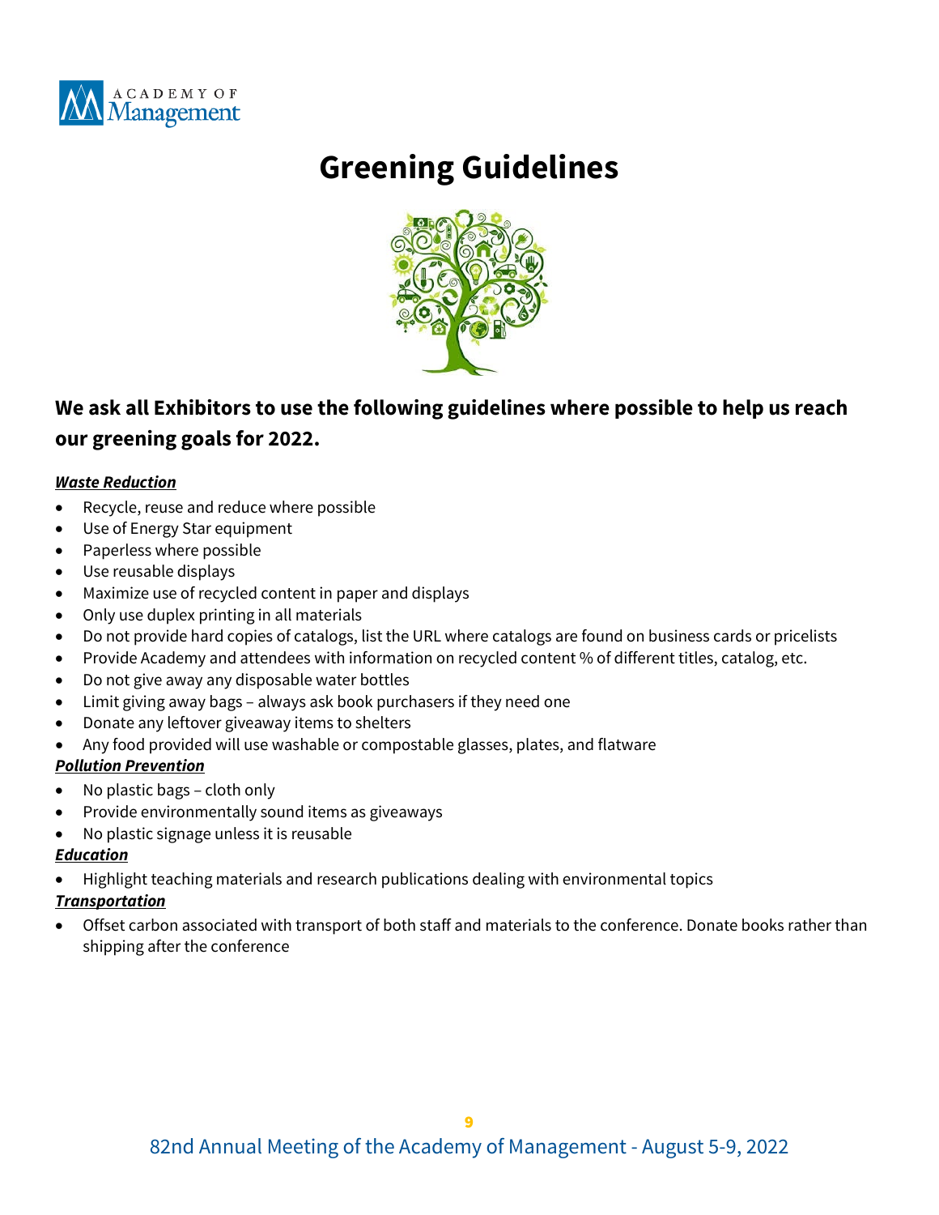# Greening Guidelines

## We ask all Exhibitors to use the following guidelines where possible to help us reach our greening goals for 2022.

***Waste Reduction***

- Recycle, reuse and reduce where possible
- Use of Energy Star equipment
- Paperless where possible
- Use reusable displays
- Maximize use of recycled content in paper and displays
- Only use duplex printing in all materials
- Do not provide hard copies of catalogs, list the URL where catalogs are found on business cards or pricelists
- Provide Academy and attendees with information on recycled content % of different titles, catalog, etc.
- Do not give away any disposable water bottles
- Limit giving away bags – always ask book purchasers if they need one
- Donate any leftover giveaway items to shelters
- Any food provided will use washable or compostable glasses, plates, and flatware

***Pollution Prevention***

- No plastic bags – cloth only
- Provide environmentally sound items as giveaways
- No plastic signage unless it is reusable

***Education***

- Highlight teaching materials and research publications dealing with environmental topics

***Transportation***

- Offset carbon associated with transport of both staff and materials to the conference. Donate books rather than shipping after the conference